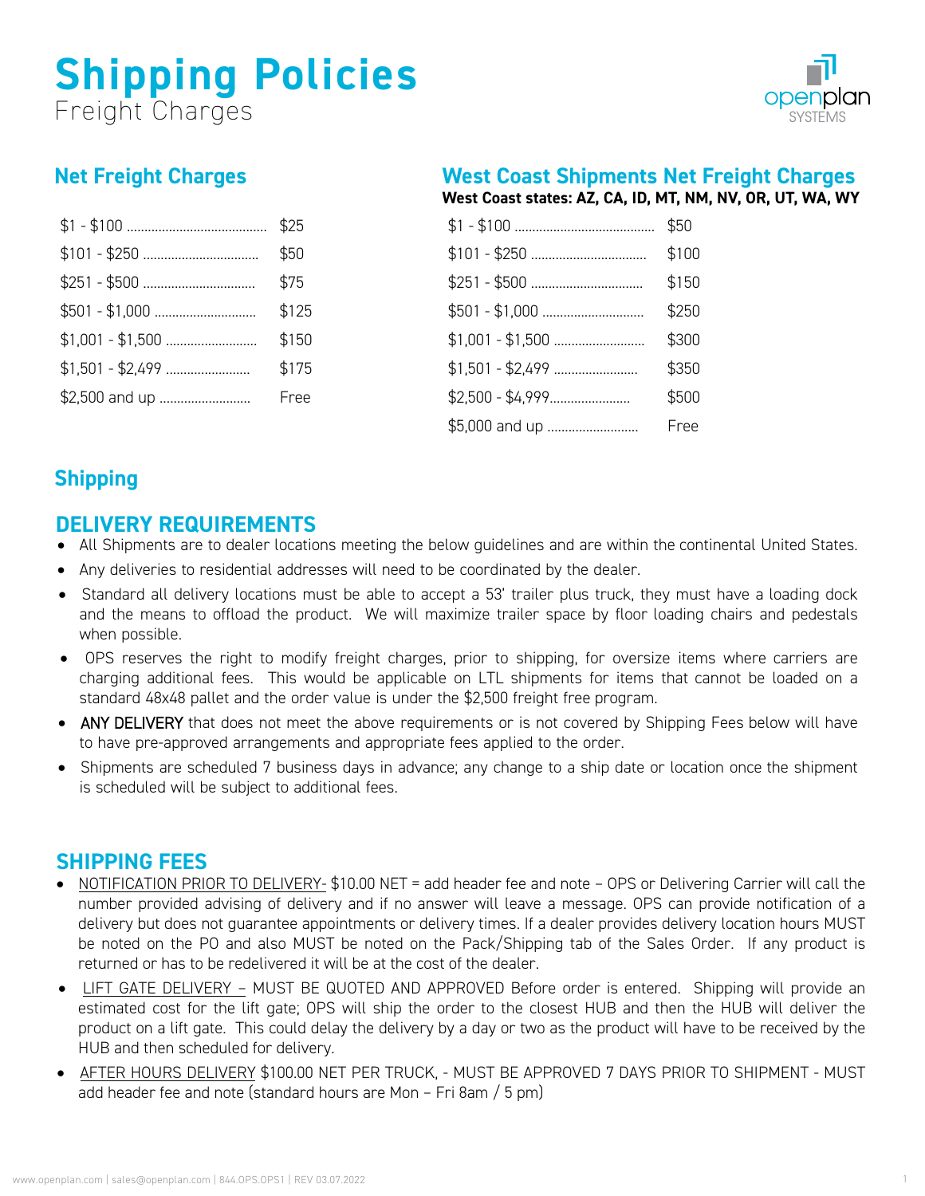# Shipping Policies

Freight Charges

## Net Freight Charges

| Order Value | Charge |
|---|---|
| $1 - $100 | $25 |
| $101 - $250 | $50 |
| $251 - $500 | $75 |
| $501 - $1,000 | $125 |
| $1,001 - $1,500 | $150 |
| $1,501 - $2,499 | $175 |
| $2,500 and up | Free |

## West Coast Shipments Net Freight Charges

**West Coast states: AZ, CA, ID, MT, NM, NV, OR, UT, WA, WY**

| Order Value | Charge |
|---|---|
| $1 - $100 | $50 |
| $101 - $250 | $100 |
| $251 - $500 | $150 |
| $501 - $1,000 | $250 |
| $1,001 - $1,500 | $300 |
| $1,501 - $2,499 | $350 |
| $2,500 - $4,999 | $500 |
| $5,000 and up | Free |

## Shipping

### DELIVERY REQUIREMENTS

- All Shipments are to dealer locations meeting the below guidelines and are within the continental United States.
- Any deliveries to residential addresses will need to be coordinated by the dealer.
- Standard all delivery locations must be able to accept a 53' trailer plus truck, they must have a loading dock and the means to offload the product. We will maximize trailer space by floor loading chairs and pedestals when possible.
- OPS reserves the right to modify freight charges, prior to shipping, for oversize items where carriers are charging additional fees. This would be applicable on LTL shipments for items that cannot be loaded on a standard 48x48 pallet and the order value is under the $2,500 freight free program.
- ANY DELIVERY that does not meet the above requirements or is not covered by Shipping Fees below will have to have pre-approved arrangements and appropriate fees applied to the order.
- Shipments are scheduled 7 business days in advance; any change to a ship date or location once the shipment is scheduled will be subject to additional fees.

### SHIPPING FEES

- NOTIFICATION PRIOR TO DELIVERY- $10.00 NET = add header fee and note – OPS or Delivering Carrier will call the number provided advising of delivery and if no answer will leave a message. OPS can provide notification of a delivery but does not guarantee appointments or delivery times. If a dealer provides delivery location hours MUST be noted on the PO and also MUST be noted on the Pack/Shipping tab of the Sales Order. If any product is returned or has to be redelivered it will be at the cost of the dealer.
- LIFT GATE DELIVERY – MUST BE QUOTED AND APPROVED Before order is entered. Shipping will provide an estimated cost for the lift gate; OPS will ship the order to the closest HUB and then the HUB will deliver the product on a lift gate. This could delay the delivery by a day or two as the product will have to be received by the HUB and then scheduled for delivery.
- AFTER HOURS DELIVERY $100.00 NET PER TRUCK, - MUST BE APPROVED 7 DAYS PRIOR TO SHIPMENT - MUST add header fee and note (standard hours are Mon – Fri 8am / 5 pm)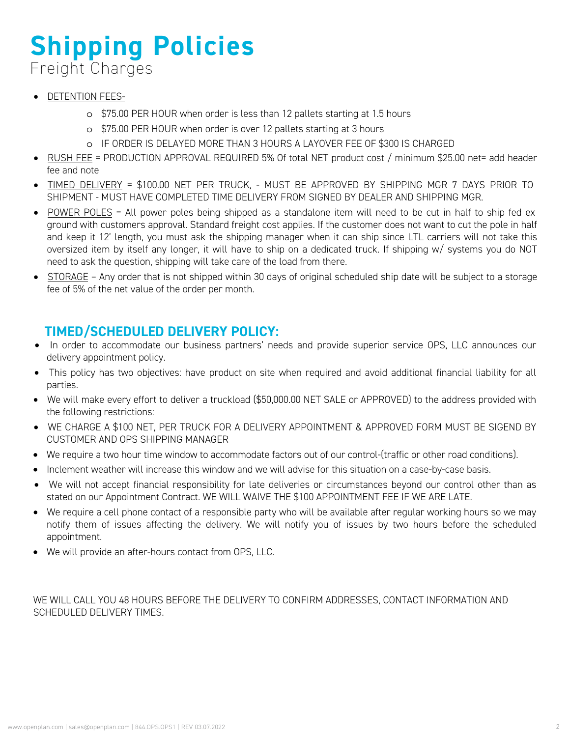# Shipping Policies

## Freight Charges

- DETENTION FEES-
    - $75.00 PER HOUR when order is less than 12 pallets starting at 1.5 hours
    - $75.00 PER HOUR when order is over 12 pallets starting at 3 hours
    - IF ORDER IS DELAYED MORE THAN 3 HOURS A LAYOVER FEE OF $300 IS CHARGED
- RUSH FEE = PRODUCTION APPROVAL REQUIRED 5% Of total NET product cost / minimum $25.00 net= add header fee and note
- TIMED DELIVERY = $100.00 NET PER TRUCK, - MUST BE APPROVED BY SHIPPING MGR 7 DAYS PRIOR TO SHIPMENT - MUST HAVE COMPLETED TIME DELIVERY FROM SIGNED BY DEALER AND SHIPPING MGR.
- POWER POLES = All power poles being shipped as a standalone item will need to be cut in half to ship fed ex ground with customers approval. Standard freight cost applies. If the customer does not want to cut the pole in half and keep it 12' length, you must ask the shipping manager when it can ship since LTL carriers will not take this oversized item by itself any longer, it will have to ship on a dedicated truck. If shipping w/ systems you do NOT need to ask the question, shipping will take care of the load from there.
- STORAGE – Any order that is not shipped within 30 days of original scheduled ship date will be subject to a storage fee of 5% of the net value of the order per month.

## TIMED/SCHEDULED DELIVERY POLICY:

- In order to accommodate our business partners' needs and provide superior service OPS, LLC announces our delivery appointment policy.
- This policy has two objectives: have product on site when required and avoid additional financial liability for all parties.
- We will make every effort to deliver a truckload ($50,000.00 NET SALE or APPROVED) to the address provided with the following restrictions:
- WE CHARGE A $100 NET, PER TRUCK FOR A DELIVERY APPOINTMENT & APPROVED FORM MUST BE SIGEND BY CUSTOMER AND OPS SHIPPING MANAGER
- We require a two hour time window to accommodate factors out of our control-(traffic or other road conditions).
- Inclement weather will increase this window and we will advise for this situation on a case-by-case basis.
- We will not accept financial responsibility for late deliveries or circumstances beyond our control other than as stated on our Appointment Contract. WE WILL WAIVE THE $100 APPOINTMENT FEE IF WE ARE LATE.
- We require a cell phone contact of a responsible party who will be available after regular working hours so we may notify them of issues affecting the delivery. We will notify you of issues by two hours before the scheduled appointment.
- We will provide an after-hours contact from OPS, LLC.

WE WILL CALL YOU 48 HOURS BEFORE THE DELIVERY TO CONFIRM ADDRESSES, CONTACT INFORMATION AND SCHEDULED DELIVERY TIMES.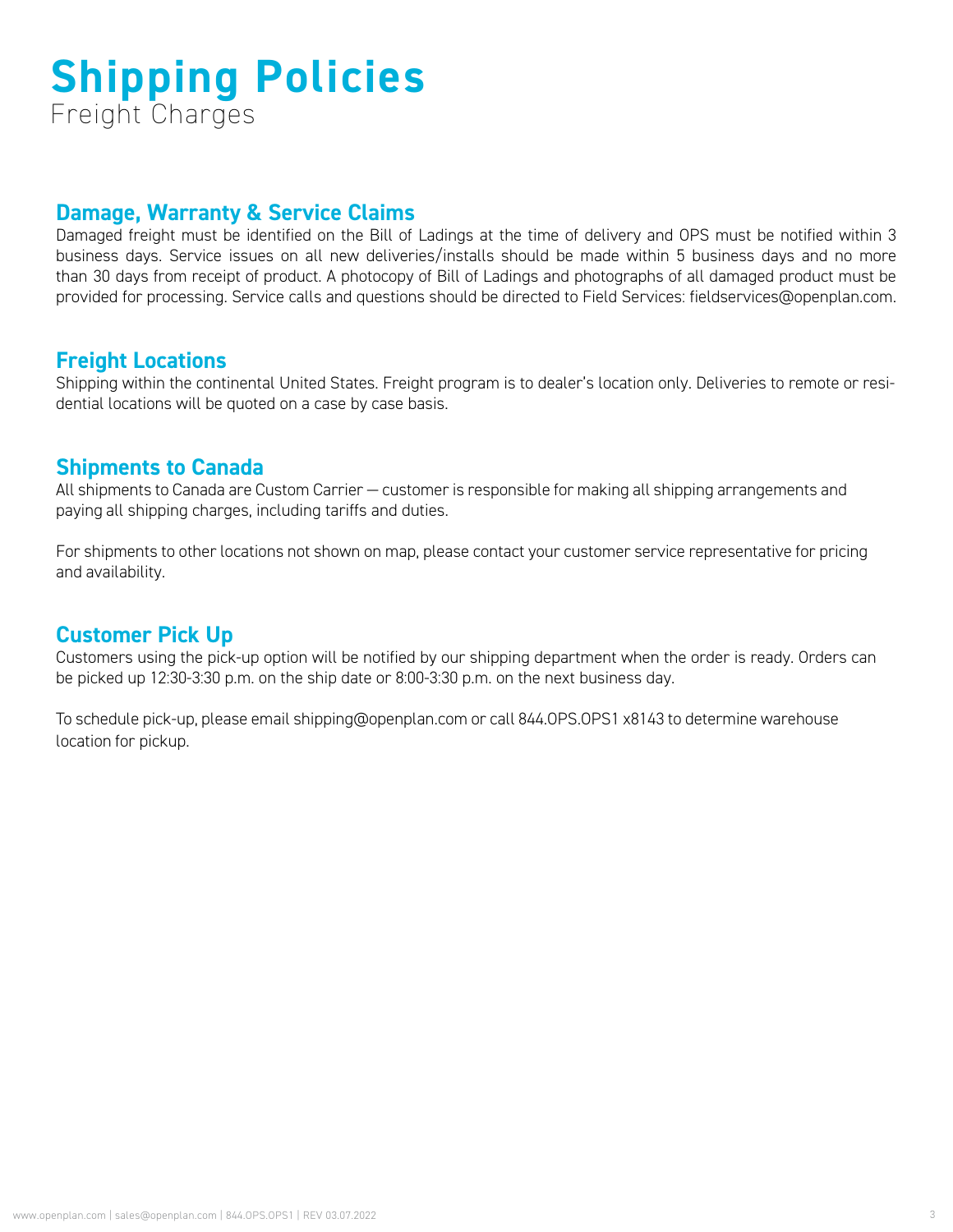# Shipping Policies

Freight Charges

## Damage, Warranty & Service Claims

Damaged freight must be identified on the Bill of Ladings at the time of delivery and OPS must be notified within 3 business days. Service issues on all new deliveries/installs should be made within 5 business days and no more than 30 days from receipt of product. A photocopy of Bill of Ladings and photographs of all damaged product must be provided for processing. Service calls and questions should be directed to Field Services: fieldservices@openplan.com.

## Freight Locations

Shipping within the continental United States. Freight program is to dealer's location only. Deliveries to remote or residential locations will be quoted on a case by case basis.

## Shipments to Canada

All shipments to Canada are Custom Carrier — customer is responsible for making all shipping arrangements and paying all shipping charges, including tariffs and duties.

For shipments to other locations not shown on map, please contact your customer service representative for pricing and availability.

## Customer Pick Up

Customers using the pick-up option will be notified by our shipping department when the order is ready. Orders can be picked up 12:30-3:30 p.m. on the ship date or 8:00-3:30 p.m. on the next business day.

To schedule pick-up, please email shipping@openplan.com or call 844.OPS.OPS1 x8143 to determine warehouse location for pickup.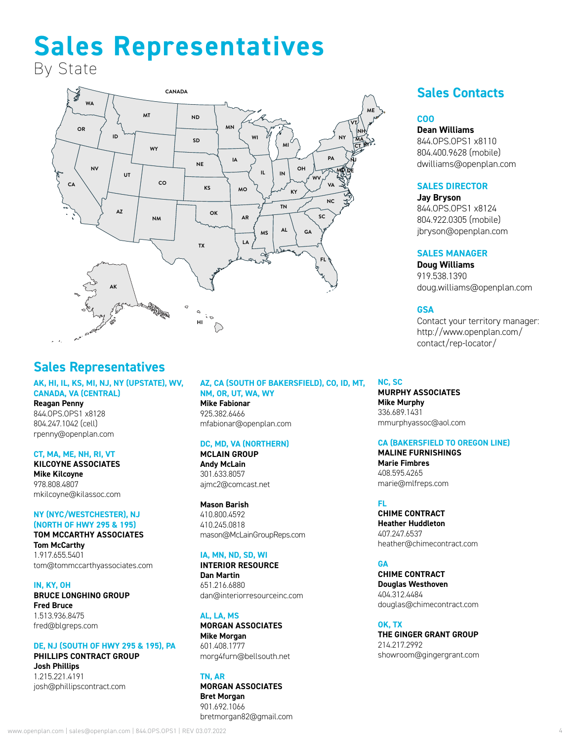# Sales Representatives
By State

## Sales Contacts

**COO**
**Dean Williams**
844.OPS.OPS1 x8110
804.400.9628 (mobile)
dwilliams@openplan.com

**SALES DIRECTOR**
**Jay Bryson**
844.OPS.OPS1 x8124
804.922.0305 (mobile)
jbryson@openplan.com

**SALES MANAGER**
**Doug Williams**
919.538.1390
doug.williams@openplan.com

**GSA**
Contact your territory manager:
http://www.openplan.com/contact/rep-locator/

## Sales Representatives

**AK, HI, IL, KS, MI, NJ, NY (UPSTATE), WV, CANADA, VA (CENTRAL)**
**Reagan Penny**
844.OPS.OPS1 x8128
804.247.1042 (cell)
rpenny@openplan.com

**CT, MA, ME, NH, RI, VT**
**KILCOYNE ASSOCIATES**
**Mike Kilcoyne**
978.808.4807
mkilcoyne@kilassoc.com

**NY (NYC/WESTCHESTER), NJ (NORTH OF HWY 295 & 195)**
**TOM MCCARTHY ASSOCIATES**
**Tom McCarthy**
1.917.655.5401
tom@tommccarthyassociates.com

**IN, KY, OH**
**BRUCE LONGHINO GROUP**
**Fred Bruce**
1.513.936.8475
fred@blgreps.com

**DE, NJ (SOUTH OF HWY 295 & 195), PA**
**PHILLIPS CONTRACT GROUP**
**Josh Phillips**
1.215.221.4191
josh@phillipscontract.com

**AZ, CA (SOUTH OF BAKERSFIELD), CO, ID, MT, NM, OR, UT, WA, WY**
**Mike Fabionar**
925.382.6466
mfabionar@openplan.com

**DC, MD, VA (NORTHERN)**
**MCLAIN GROUP**
**Andy McLain**
301.633.8057
ajmc2@comcast.net

**Mason Barish**
410.800.4592
410.245.0818
mason@McLainGroupReps.com

**IA, MN, ND, SD, WI**
**INTERIOR RESOURCE**
**Dan Martin**
651.216.6880
dan@interiorresourceinc.com

**AL, LA, MS**
**MORGAN ASSOCIATES**
**Mike Morgan**
601.408.1777
morg4furn@bellsouth.net

**TN, AR**
**MORGAN ASSOCIATES**
**Bret Morgan**
901.692.1066
bretmorgan82@gmail.com

**NC, SC**
**MURPHY ASSOCIATES**
**Mike Murphy**
336.689.1431
mmurphyassoc@aol.com

**CA (BAKERSFIELD TO OREGON LINE)**
**MALINE FURNISHINGS**
**Marie Fimbres**
408.595.4265
marie@mlfreps.com

**FL**
**CHIME CONTRACT**
**Heather Huddleton**
407.247.6537
heather@chimecontract.com

**GA**
**CHIME CONTRACT**
**Douglas Westhoven**
404.312.4484
douglas@chimecontract.com

**OK, TX**
**THE GINGER GRANT GROUP**
214.217.2992
showroom@gingergrant.com

www.openplan.com | sales@openplan.com | 844.OPS.OPS1 | REV 03.07.2022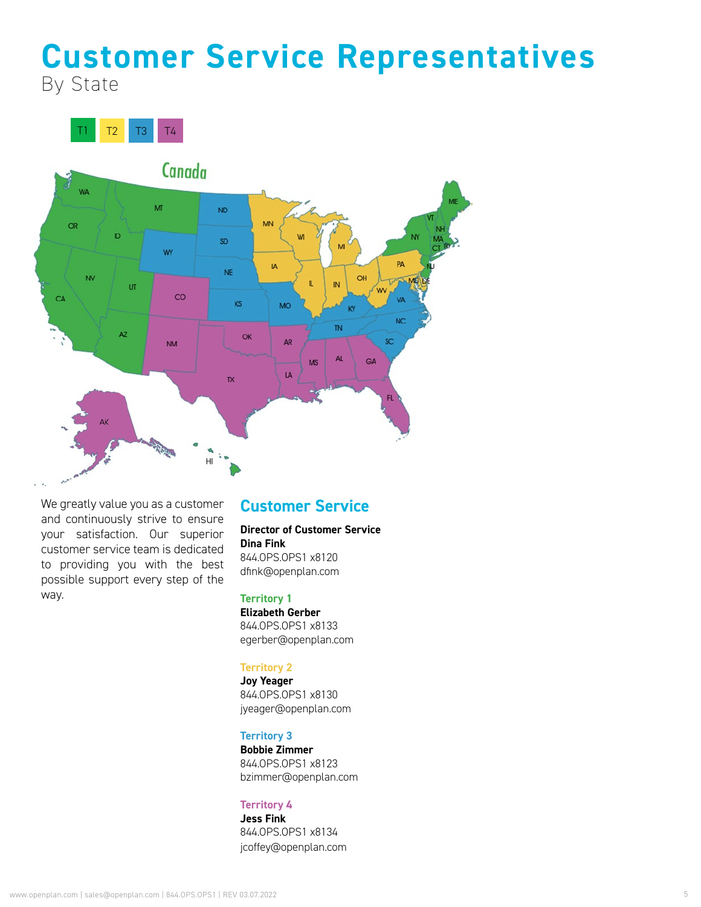# Customer Service Representatives

By State

T1 T2 T3 T4

Canada

We greatly value you as a customer and continuously strive to ensure your satisfaction. Our superior customer service team is dedicated to providing you with the best possible support every step of the way.

## Customer Service

**Director of Customer Service**
**Dina Fink**
844.OPS.OPS1 x8120
dfink@openplan.com

### Territory 1

**Elizabeth Gerber**
844.OPS.OPS1 x8133
egerber@openplan.com

### Territory 2

**Joy Yeager**
844.OPS.OPS1 x8130
jyeager@openplan.com

### Territory 3

**Bobbie Zimmer**
844.OPS.OPS1 x8123
bzimmer@openplan.com

### Territory 4

**Jess Fink**
844.OPS.OPS1 x8134
jcoffey@openplan.com